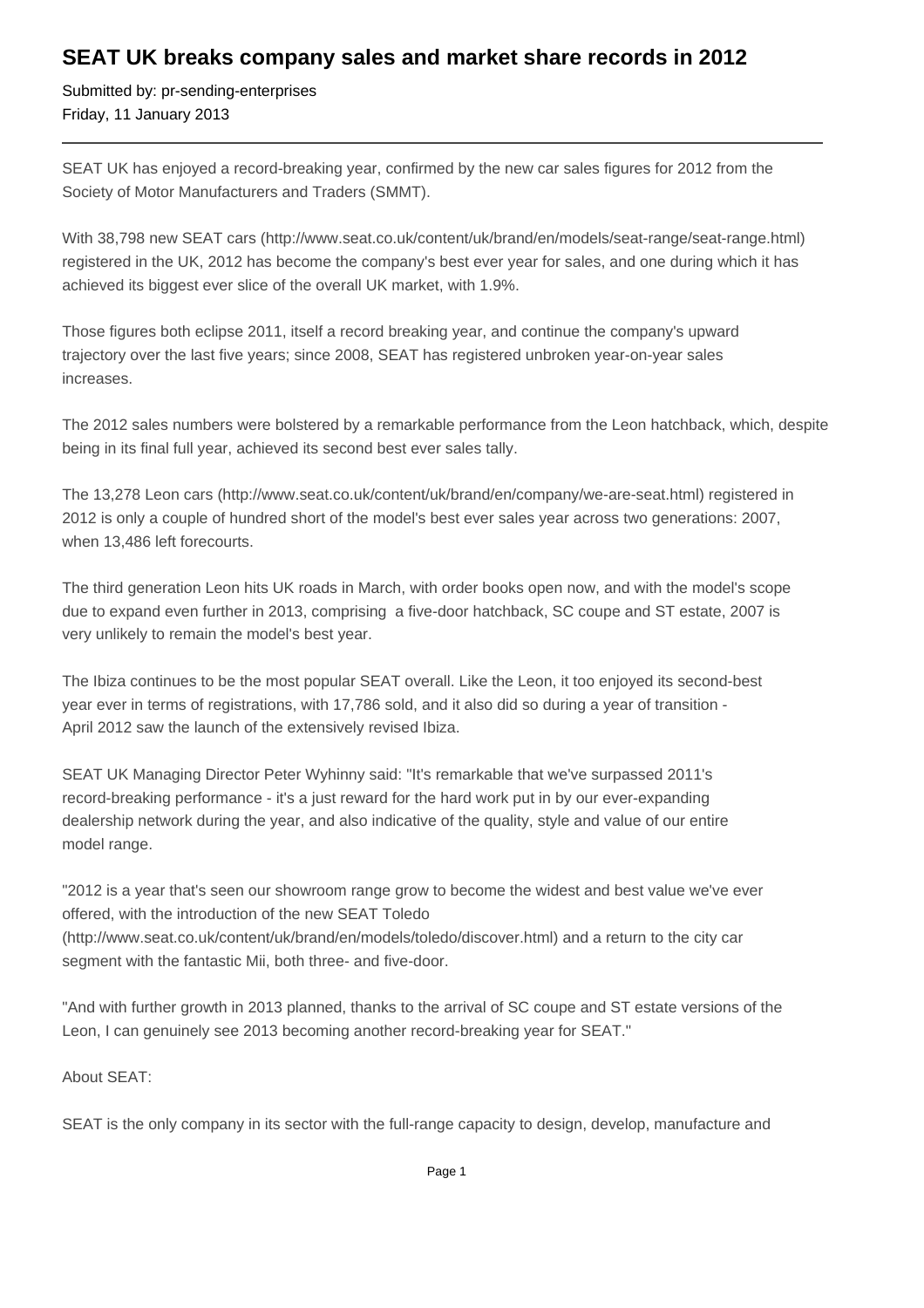# SEAT UK breaks company sales and market share records in 2012

Submitted by: pr-sending-enterprises
Friday, 11 January 2013

---

SEAT UK has enjoyed a record-breaking year, confirmed by the new car sales figures for 2012 from the Society of Motor Manufacturers and Traders (SMMT).

With 38,798 new SEAT cars (http://www.seat.co.uk/content/uk/brand/en/models/seat-range/seat-range.html) registered in the UK, 2012 has become the company's best ever year for sales, and one during which it has achieved its biggest ever slice of the overall UK market, with 1.9%.

Those figures both eclipse 2011, itself a record breaking year, and continue the company's upward trajectory over the last five years; since 2008, SEAT has registered unbroken year-on-year sales increases.

The 2012 sales numbers were bolstered by a remarkable performance from the Leon hatchback, which, despite being in its final full year, achieved its second best ever sales tally.

The 13,278 Leon cars (http://www.seat.co.uk/content/uk/brand/en/company/we-are-seat.html) registered in 2012 is only a couple of hundred short of the model's best ever sales year across two generations: 2007, when 13,486 left forecourts.

The third generation Leon hits UK roads in March, with order books open now, and with the model's scope due to expand even further in 2013, comprising a five-door hatchback, SC coupe and ST estate, 2007 is very unlikely to remain the model's best year.

The Ibiza continues to be the most popular SEAT overall. Like the Leon, it too enjoyed its second-best year ever in terms of registrations, with 17,786 sold, and it also did so during a year of transition - April 2012 saw the launch of the extensively revised Ibiza.

SEAT UK Managing Director Peter Wyhinny said: "It's remarkable that we've surpassed 2011's record-breaking performance - it's a just reward for the hard work put in by our ever-expanding dealership network during the year, and also indicative of the quality, style and value of our entire model range.

"2012 is a year that's seen our showroom range grow to become the widest and best value we've ever offered, with the introduction of the new SEAT Toledo (http://www.seat.co.uk/content/uk/brand/en/models/toledo/discover.html) and a return to the city car segment with the fantastic Mii, both three- and five-door.

"And with further growth in 2013 planned, thanks to the arrival of SC coupe and ST estate versions of the Leon, I can genuinely see 2013 becoming another record-breaking year for SEAT."

About SEAT:

SEAT is the only company in its sector with the full-range capacity to design, develop, manufacture and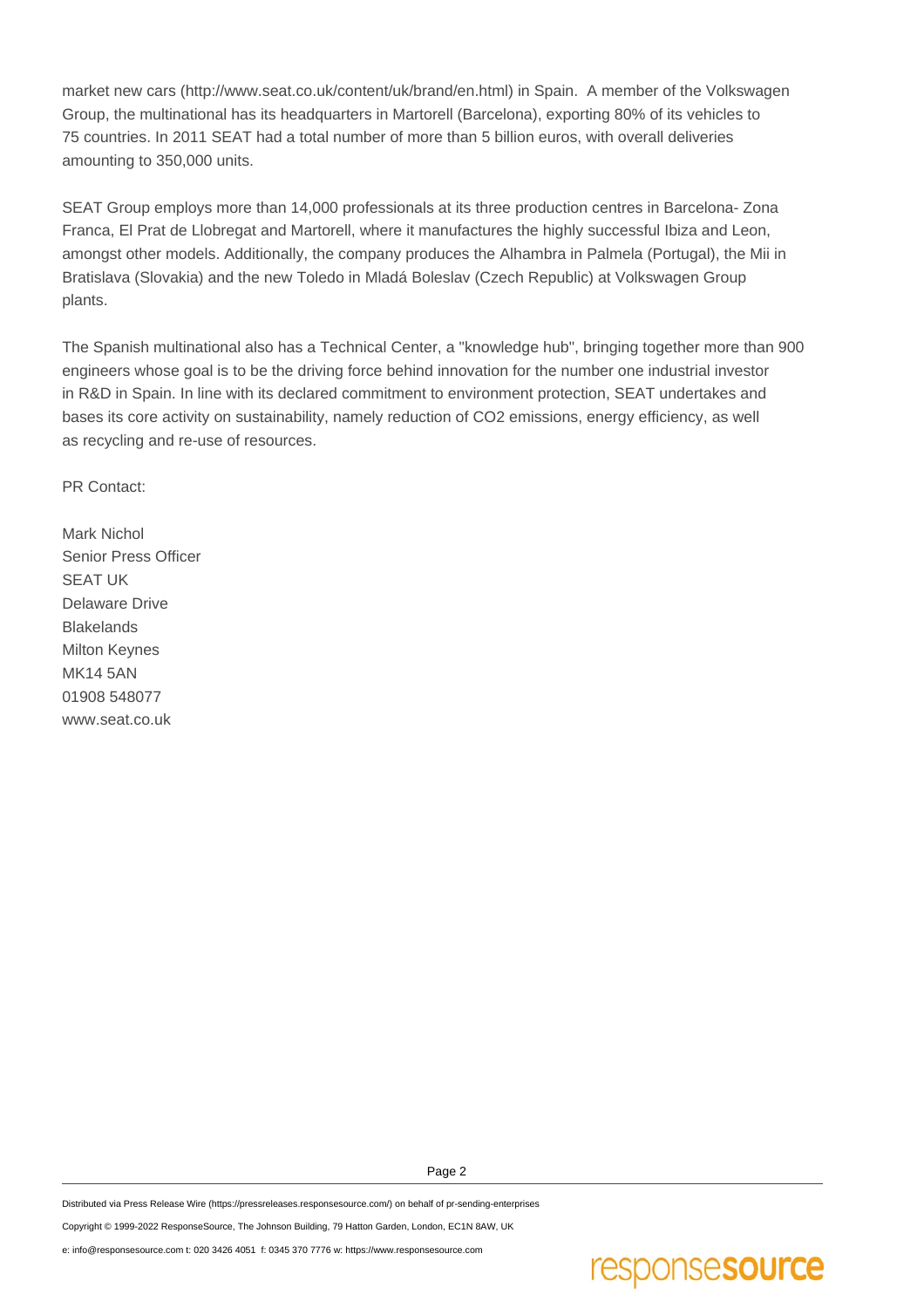market new cars (http://www.seat.co.uk/content/uk/brand/en.html) in Spain.  A member of the Volkswagen Group, the multinational has its headquarters in Martorell (Barcelona), exporting 80% of its vehicles to 75 countries. In 2011 SEAT had a total number of more than 5 billion euros, with overall deliveries amounting to 350,000 units.

SEAT Group employs more than 14,000 professionals at its three production centres in Barcelona- Zona Franca, El Prat de Llobregat and Martorell, where it manufactures the highly successful Ibiza and Leon, amongst other models. Additionally, the company produces the Alhambra in Palmela (Portugal), the Mii in Bratislava (Slovakia) and the new Toledo in Mladá Boleslav (Czech Republic) at Volkswagen Group plants.

The Spanish multinational also has a Technical Center, a "knowledge hub", bringing together more than 900 engineers whose goal is to be the driving force behind innovation for the number one industrial investor in R&D in Spain. In line with its declared commitment to environment protection, SEAT undertakes and bases its core activity on sustainability, namely reduction of $CO_2$ emissions, energy efficiency, as well as recycling and re-use of resources.

PR Contact:

Mark Nichol
Senior Press Officer
SEAT UK
Delaware Drive
Blakelands
Milton Keynes
MK14 5AN
01908 548077
www.seat.co.uk

Distributed via Press Release Wire (https://pressreleases.responsesource.com/) on behalf of pr-sending-enterprises

Copyright © 1999-2022 ResponseSource, The Johnson Building, 79 Hatton Garden, London, EC1N 8AW, UK

e: info@responsesource.com t: 020 3426 4051  f: 0345 370 7776 w: https://www.responsesource.com

responsesource